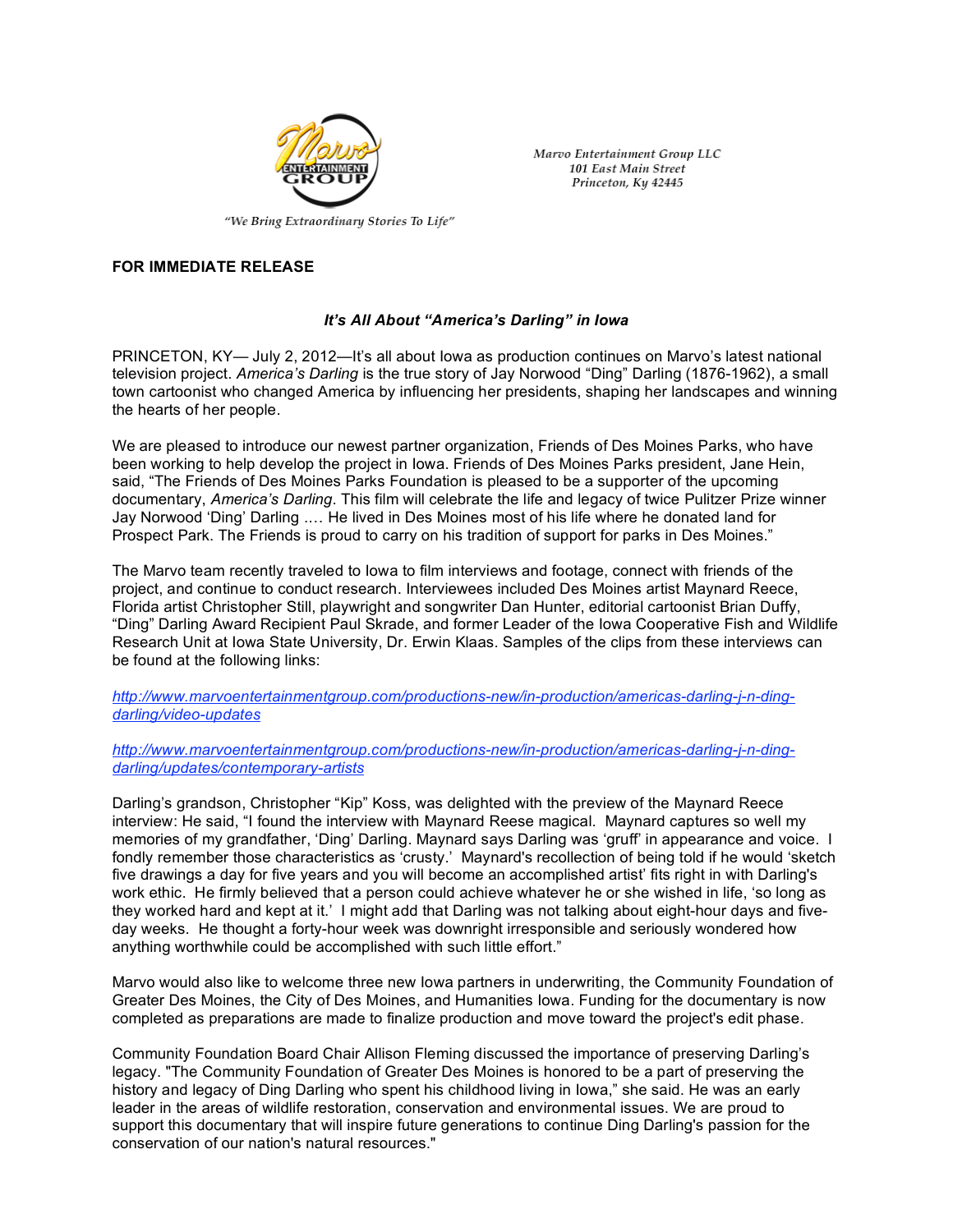Marvo Entertainment Group LLC
101 East Main Street
Princeton, Ky 42445

*"We Bring Extraordinary Stories To Life"*

**FOR IMMEDIATE RELEASE**

### *It's All About "America's Darling" in Iowa*

PRINCETON, KY— July 2, 2012—It's all about Iowa as production continues on Marvo's latest national television project. *America's Darling* is the true story of Jay Norwood "Ding" Darling (1876-1962), a small town cartoonist who changed America by influencing her presidents, shaping her landscapes and winning the hearts of her people.

We are pleased to introduce our newest partner organization, Friends of Des Moines Parks, who have been working to help develop the project in Iowa. Friends of Des Moines Parks president, Jane Hein, said, "The Friends of Des Moines Parks Foundation is pleased to be a supporter of the upcoming documentary, *America's Darling*. This film will celebrate the life and legacy of twice Pulitzer Prize winner Jay Norwood 'Ding' Darling …. He lived in Des Moines most of his life where he donated land for Prospect Park. The Friends is proud to carry on his tradition of support for parks in Des Moines."

The Marvo team recently traveled to Iowa to film interviews and footage, connect with friends of the project, and continue to conduct research. Interviewees included Des Moines artist Maynard Reece, Florida artist Christopher Still, playwright and songwriter Dan Hunter, editorial cartoonist Brian Duffy, "Ding" Darling Award Recipient Paul Skrade, and former Leader of the Iowa Cooperative Fish and Wildlife Research Unit at Iowa State University, Dr. Erwin Klaas. Samples of the clips from these interviews can be found at the following links:

*http://www.marvoentertainmentgroup.com/productions-new/in-production/americas-darling-j-n-ding-darling/video-updates*

*http://www.marvoentertainmentgroup.com/productions-new/in-production/americas-darling-j-n-ding-darling/updates/contemporary-artists*

Darling's grandson, Christopher "Kip" Koss, was delighted with the preview of the Maynard Reece interview: He said, "I found the interview with Maynard Reese magical. Maynard captures so well my memories of my grandfather, 'Ding' Darling. Maynard says Darling was 'gruff' in appearance and voice. I fondly remember those characteristics as 'crusty.' Maynard's recollection of being told if he would 'sketch five drawings a day for five years and you will become an accomplished artist' fits right in with Darling's work ethic. He firmly believed that a person could achieve whatever he or she wished in life, 'so long as they worked hard and kept at it.' I might add that Darling was not talking about eight-hour days and five-day weeks. He thought a forty-hour week was downright irresponsible and seriously wondered how anything worthwhile could be accomplished with such little effort."

Marvo would also like to welcome three new Iowa partners in underwriting, the Community Foundation of Greater Des Moines, the City of Des Moines, and Humanities Iowa. Funding for the documentary is now completed as preparations are made to finalize production and move toward the project's edit phase.

Community Foundation Board Chair Allison Fleming discussed the importance of preserving Darling's legacy. "The Community Foundation of Greater Des Moines is honored to be a part of preserving the history and legacy of Ding Darling who spent his childhood living in Iowa," she said. He was an early leader in the areas of wildlife restoration, conservation and environmental issues. We are proud to support this documentary that will inspire future generations to continue Ding Darling's passion for the conservation of our nation's natural resources."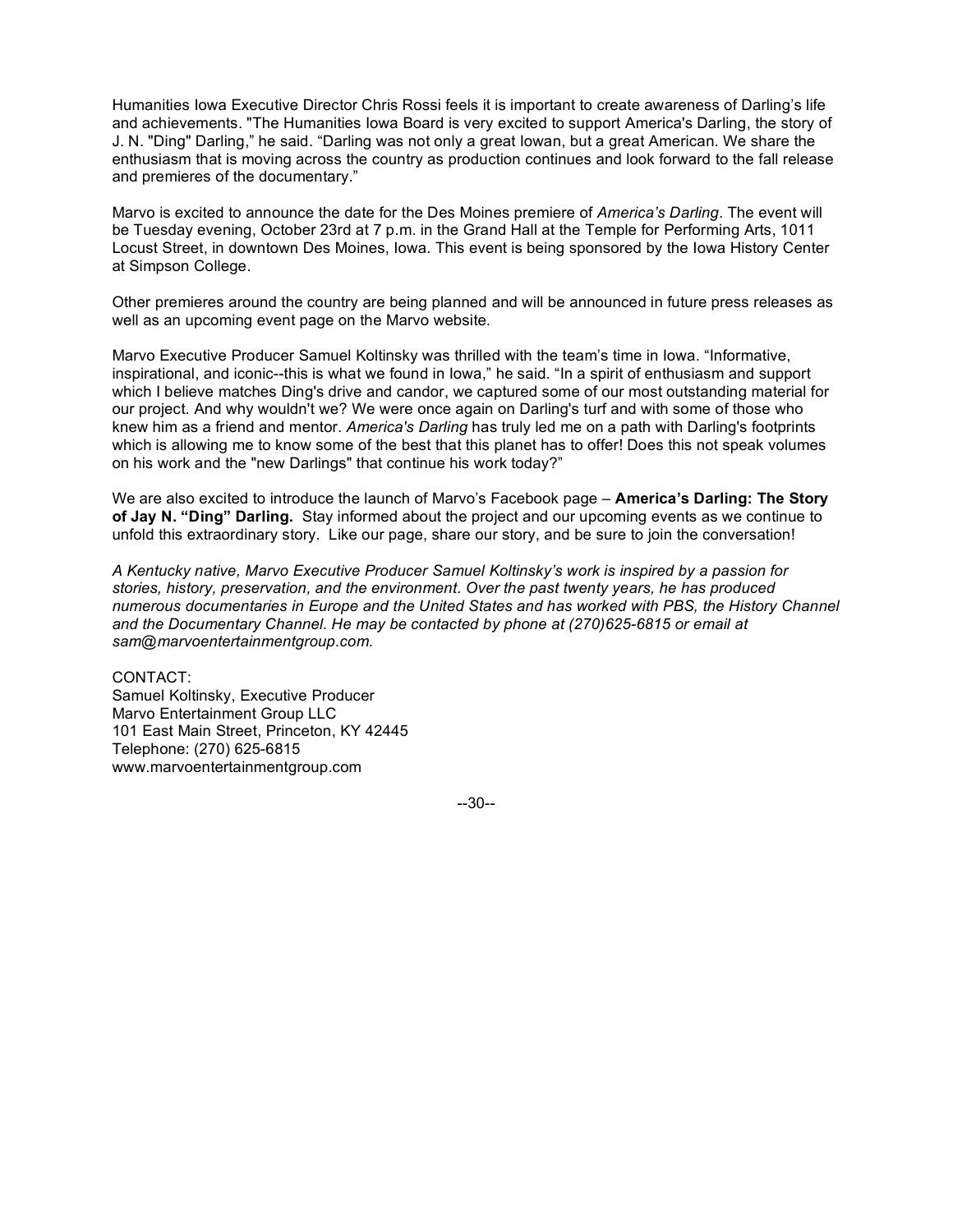Humanities Iowa Executive Director Chris Rossi feels it is important to create awareness of Darling's life and achievements. "The Humanities Iowa Board is very excited to support America's Darling, the story of J. N. "Ding" Darling," he said. "Darling was not only a great Iowan, but a great American. We share the enthusiasm that is moving across the country as production continues and look forward to the fall release and premieres of the documentary."

Marvo is excited to announce the date for the Des Moines premiere of *America's Darling*. The event will be Tuesday evening, October 23rd at 7 p.m. in the Grand Hall at the Temple for Performing Arts, 1011 Locust Street, in downtown Des Moines, Iowa. This event is being sponsored by the Iowa History Center at Simpson College.

Other premieres around the country are being planned and will be announced in future press releases as well as an upcoming event page on the Marvo website.

Marvo Executive Producer Samuel Koltinsky was thrilled with the team's time in Iowa. "Informative, inspirational, and iconic--this is what we found in Iowa," he said. "In a spirit of enthusiasm and support which I believe matches Ding's drive and candor, we captured some of our most outstanding material for our project. And why wouldn't we? We were once again on Darling's turf and with some of those who knew him as a friend and mentor. *America's Darling* has truly led me on a path with Darling's footprints which is allowing me to know some of the best that this planet has to offer! Does this not speak volumes on his work and the "new Darlings" that continue his work today?"

We are also excited to introduce the launch of Marvo's Facebook page – **America's Darling: The Story of Jay N. "Ding" Darling.** Stay informed about the project and our upcoming events as we continue to unfold this extraordinary story. Like our page, share our story, and be sure to join the conversation!

*A Kentucky native, Marvo Executive Producer Samuel Koltinsky's work is inspired by a passion for stories, history, preservation, and the environment. Over the past twenty years, he has produced numerous documentaries in Europe and the United States and has worked with PBS, the History Channel and the Documentary Channel. He may be contacted by phone at (270)625-6815 or email at sam@marvoentertainmentgroup.com.*

CONTACT:
Samuel Koltinsky, Executive Producer
Marvo Entertainment Group LLC
101 East Main Street, Princeton, KY 42445
Telephone: (270) 625-6815
www.marvoentertainmentgroup.com

--30--